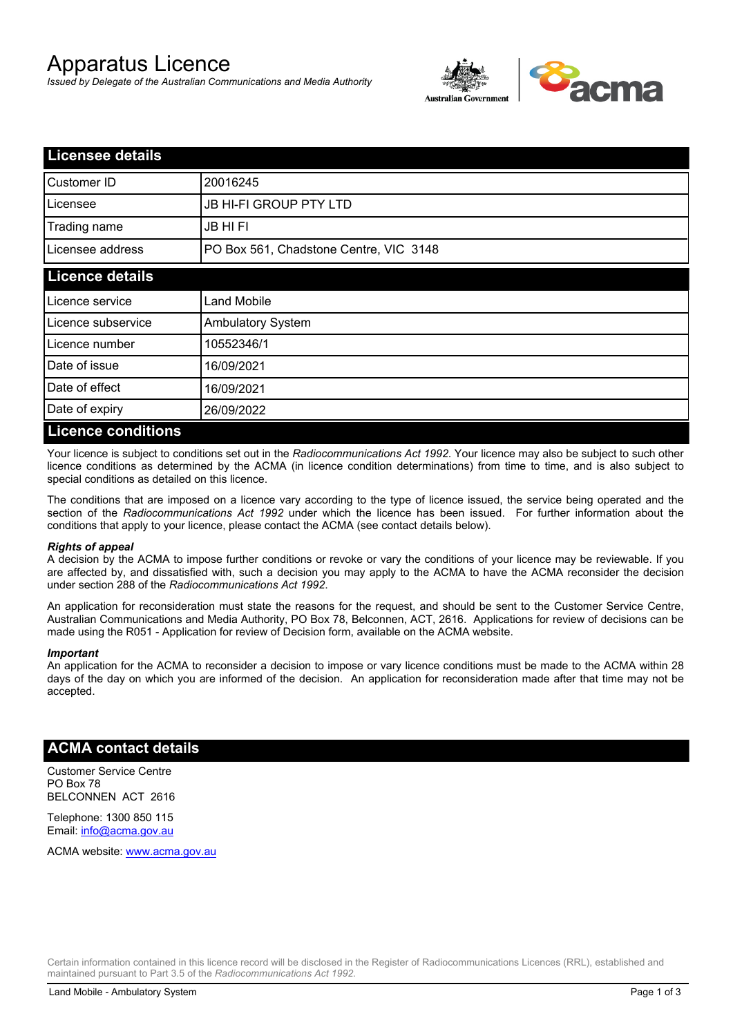# Apparatus Licence

*Issued by Delegate of the Australian Communications and Media Authority*

## Licensee details

| | |
|---|---|
| Customer ID | 20016245 |
| Licensee | JB HI-FI GROUP PTY LTD |
| Trading name | JB HI FI |
| Licensee address | PO Box 561, Chadstone Centre, VIC 3148 |

## Licence details

| | |
|---|---|
| Licence service | Land Mobile |
| Licence subservice | Ambulatory System |
| Licence number | 10552346/1 |
| Date of issue | 16/09/2021 |
| Date of effect | 16/09/2021 |
| Date of expiry | 26/09/2022 |

## Licence conditions

Your licence is subject to conditions set out in the *Radiocommunications Act 1992*. Your licence may also be subject to such other licence conditions as determined by the ACMA (in licence condition determinations) from time to time, and is also subject to special conditions as detailed on this licence.

The conditions that are imposed on a licence vary according to the type of licence issued, the service being operated and the section of the *Radiocommunications Act 1992* under which the licence has been issued. For further information about the conditions that apply to your licence, please contact the ACMA (see contact details below).

#### *Rights of appeal*

A decision by the ACMA to impose further conditions or revoke or vary the conditions of your licence may be reviewable. If you are affected by, and dissatisfied with, such a decision you may apply to the ACMA to have the ACMA reconsider the decision under section 288 of the *Radiocommunications Act 1992*.

An application for reconsideration must state the reasons for the request, and should be sent to the Customer Service Centre, Australian Communications and Media Authority, PO Box 78, Belconnen, ACT, 2616. Applications for review of decisions can be made using the R051 - Application for review of Decision form, available on the ACMA website.

#### *Important*

An application for the ACMA to reconsider a decision to impose or vary licence conditions must be made to the ACMA within 28 days of the day on which you are informed of the decision. An application for reconsideration made after that time may not be accepted.

## ACMA contact details

Customer Service Centre
PO Box 78
BELCONNEN ACT 2616

Telephone: 1300 850 115
Email: info@acma.gov.au

ACMA website: www.acma.gov.au

Certain information contained in this licence record will be disclosed in the Register of Radiocommunications Licences (RRL), established and maintained pursuant to Part 3.5 of the *Radiocommunications Act 1992.*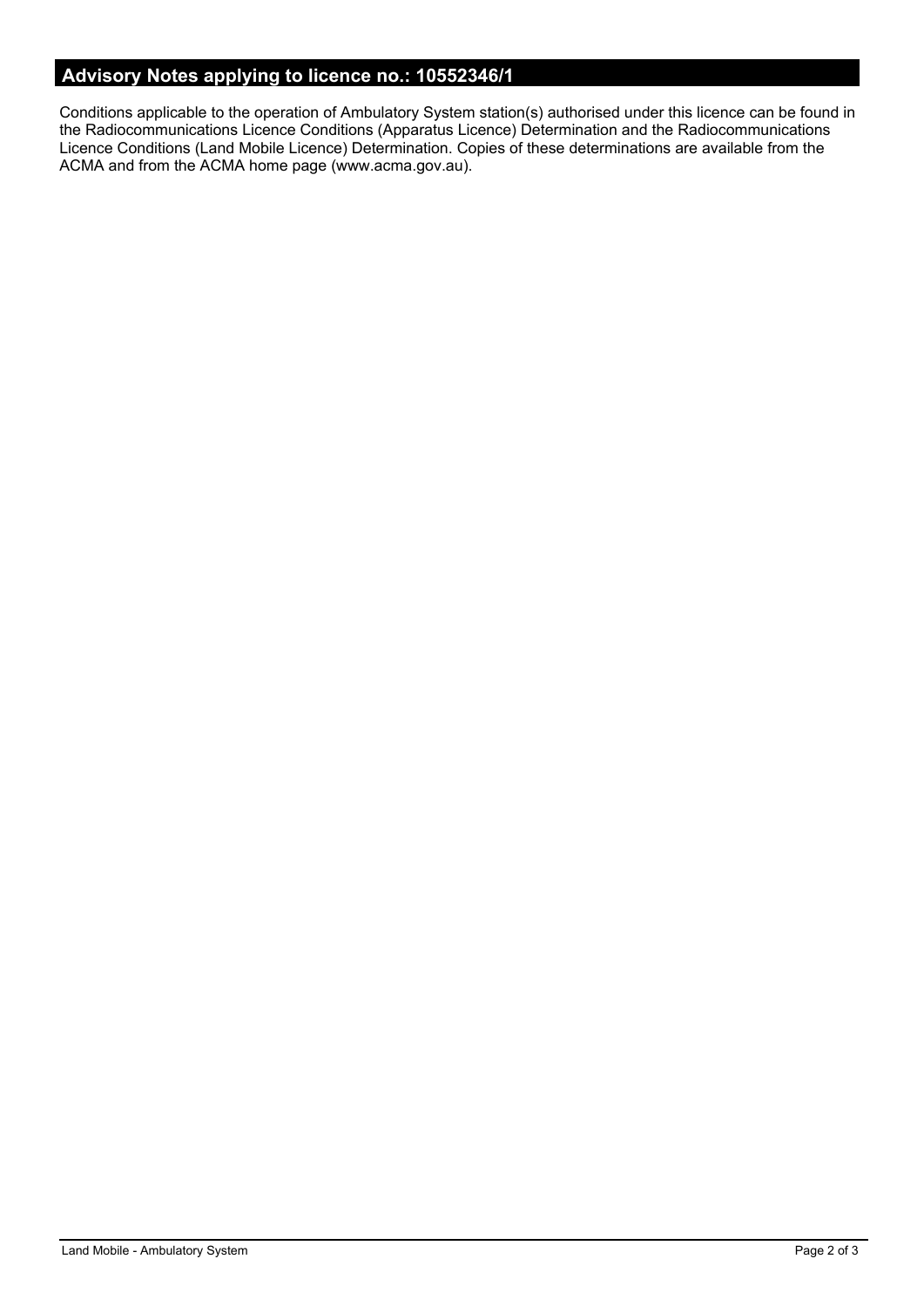## Advisory Notes applying to licence no.: 10552346/1

Conditions applicable to the operation of Ambulatory System station(s) authorised under this licence can be found in the Radiocommunications Licence Conditions (Apparatus Licence) Determination and the Radiocommunications Licence Conditions (Land Mobile Licence) Determination. Copies of these determinations are available from the ACMA and from the ACMA home page (www.acma.gov.au).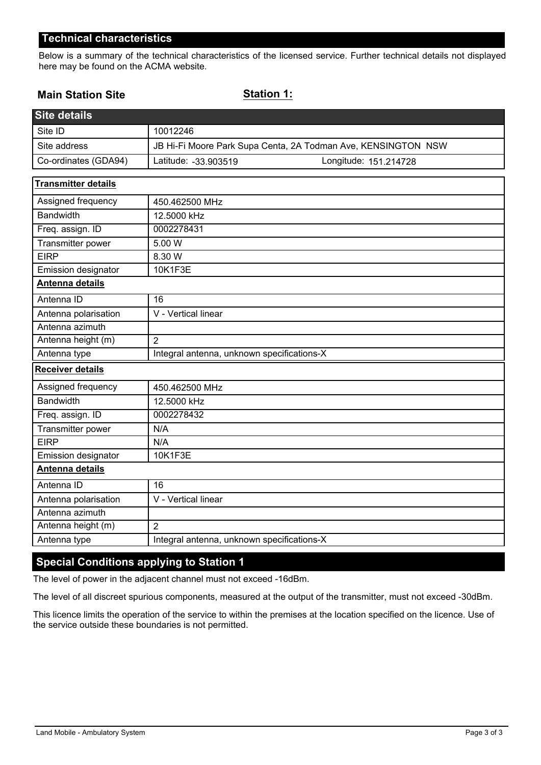## Technical characteristics

Below is a summary of the technical characteristics of the licensed service. Further technical details not displayed here may be found on the ACMA website.

**Main Station Site** **Station 1:**

| Site details | |
|---|---|
| Site ID | 10012246 |
| Site address | JB Hi-Fi Moore Park Supa Centa, 2A Todman Ave, KENSINGTON NSW |
| Co-ordinates (GDA94) | Latitude: -33.903519 Longitude: 151.214728 |

| **Transmitter details** | |
|---|---|
| Assigned frequency | 450.462500 MHz |
| Bandwidth | 12.5000 kHz |
| Freq. assign. ID | 0002278431 |
| Transmitter power | 5.00 W |
| EIRP | 8.30 W |
| Emission designator | 10K1F3E |
| **Antenna details** | |
| Antenna ID | 16 |
| Antenna polarisation | V - Vertical linear |
| Antenna azimuth | |
| Antenna height (m) | 2 |
| Antenna type | Integral antenna, unknown specifications-X |
| **Receiver details** | |
| Assigned frequency | 450.462500 MHz |
| Bandwidth | 12.5000 kHz |
| Freq. assign. ID | 0002278432 |
| Transmitter power | N/A |
| EIRP | N/A |
| Emission designator | 10K1F3E |
| **Antenna details** | |
| Antenna ID | 16 |
| Antenna polarisation | V - Vertical linear |
| Antenna azimuth | |
| Antenna height (m) | 2 |
| Antenna type | Integral antenna, unknown specifications-X |

## Special Conditions applying to Station 1

The level of power in the adjacent channel must not exceed -16dBm.

The level of all discreet spurious components, measured at the output of the transmitter, must not exceed -30dBm.

This licence limits the operation of the service to within the premises at the location specified on the licence. Use of the service outside these boundaries is not permitted.